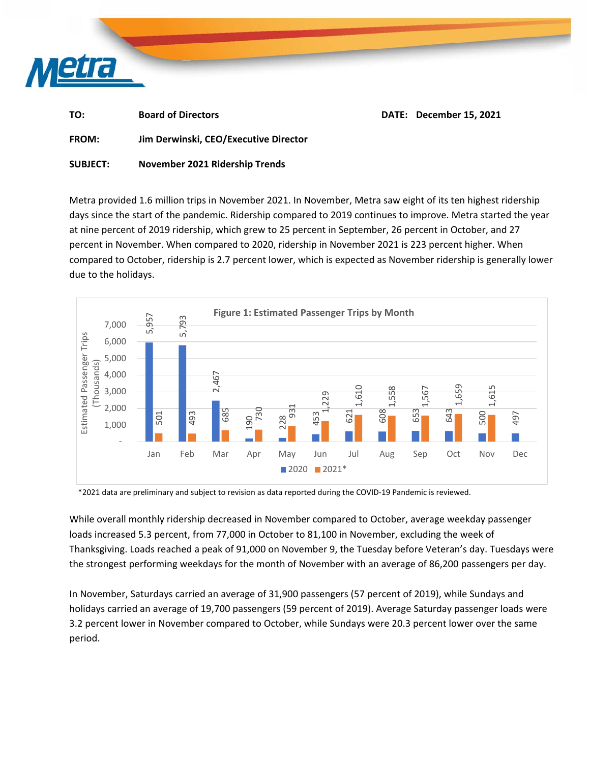| | | | |
|---|---|---|---|
| **TO:** | **Board of Directors** | **DATE:** | **December 15, 2021** |
| **FROM:** | **Jim Derwinski, CEO/Executive Director** | | |
| **SUBJECT:** | **November 2021 Ridership Trends** | | |

Metra provided 1.6 million trips in November 2021. In November, Metra saw eight of its ten highest ridership days since the start of the pandemic. Ridership compared to 2019 continues to improve. Metra started the year at nine percent of 2019 ridership, which grew to 25 percent in September, 26 percent in October, and 27 percent in November. When compared to 2020, ridership in November 2021 is 223 percent higher. When compared to October, ridership is 2.7 percent lower, which is expected as November ridership is generally lower due to the holidays.

**Figure 1: Estimated Passenger Trips by Month**

Estimated Passenger Trips (Thousands)

| Month | 2020 | 2021* |
|---|---|---|
| Jan | 5,957 | 501 |
| Feb | 5,793 | 493 |
| Mar | 2,467 | 685 |
| Apr | 190 | 730 |
| May | 228 | 931 |
| Jun | 453 | 1,229 |
| Jul | 621 | 1,610 |
| Aug | 608 | 1,558 |
| Sep | 653 | 1,567 |
| Oct | 643 | 1,659 |
| Nov | 500 | 1,615 |
| Dec | 497 | |

*2021 data are preliminary and subject to revision as data reported during the COVID-19 Pandemic is reviewed.

While overall monthly ridership decreased in November compared to October, average weekday passenger loads increased 5.3 percent, from 77,000 in October to 81,100 in November, excluding the week of Thanksgiving. Loads reached a peak of 91,000 on November 9, the Tuesday before Veteran's day. Tuesdays were the strongest performing weekdays for the month of November with an average of 86,200 passengers per day.

In November, Saturdays carried an average of 31,900 passengers (57 percent of 2019), while Sundays and holidays carried an average of 19,700 passengers (59 percent of 2019). Average Saturday passenger loads were 3.2 percent lower in November compared to October, while Sundays were 20.3 percent lower over the same period.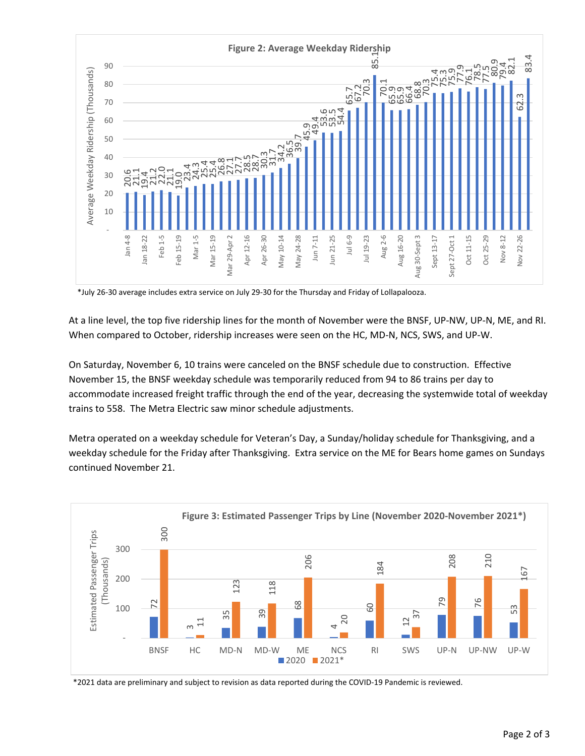**Figure 2: Average Weekday Ridership**

*July 26-30 average includes extra service on July 29-30 for the Thursday and Friday of Lollapalooza.

At a line level, the top five ridership lines for the month of November were the BNSF, UP-NW, UP-N, ME, and RI. When compared to October, ridership increases were seen on the HC, MD-N, NCS, SWS, and UP-W.

On Saturday, November 6, 10 trains were canceled on the BNSF schedule due to construction. Effective November 15, the BNSF weekday schedule was temporarily reduced from 94 to 86 trains per day to accommodate increased freight traffic through the end of the year, decreasing the systemwide total of weekday trains to 558. The Metra Electric saw minor schedule adjustments.

Metra operated on a weekday schedule for Veteran's Day, a Sunday/holiday schedule for Thanksgiving, and a weekday schedule for the Friday after Thanksgiving. Extra service on the ME for Bears home games on Sundays continued November 21.

**Figure 3: Estimated Passenger Trips by Line (November 2020-November 2021*)**

*2021 data are preliminary and subject to revision as data reported during the COVID-19 Pandemic is reviewed.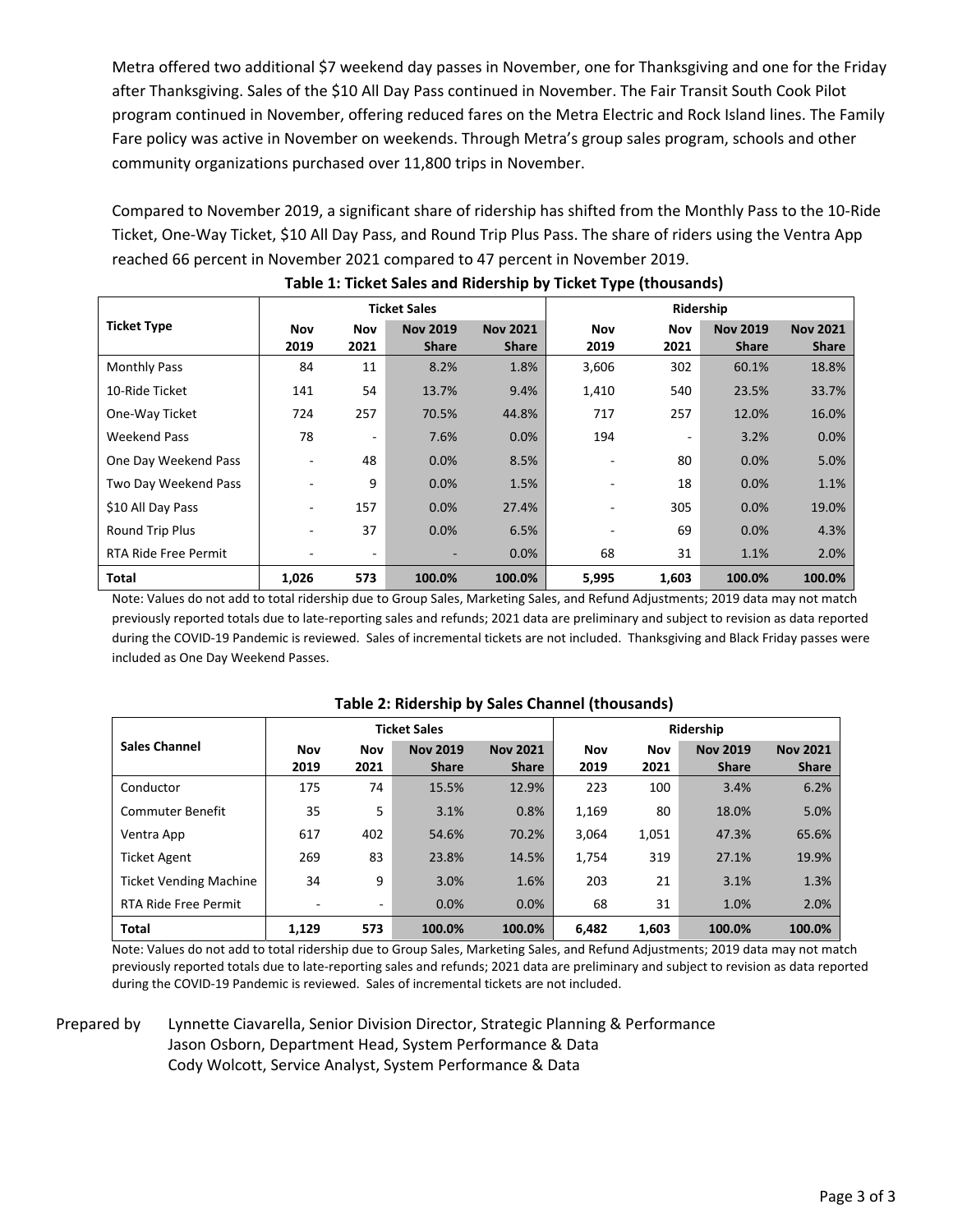Metra offered two additional $7 weekend day passes in November, one for Thanksgiving and one for the Friday after Thanksgiving. Sales of the $10 All Day Pass continued in November. The Fair Transit South Cook Pilot program continued in November, offering reduced fares on the Metra Electric and Rock Island lines. The Family Fare policy was active in November on weekends. Through Metra's group sales program, schools and other community organizations purchased over 11,800 trips in November.

Compared to November 2019, a significant share of ridership has shifted from the Monthly Pass to the 10-Ride Ticket, One-Way Ticket, $10 All Day Pass, and Round Trip Plus Pass. The share of riders using the Ventra App reached 66 percent in November 2021 compared to 47 percent in November 2019.

**Table 1: Ticket Sales and Ridership by Ticket Type (thousands)**

| Ticket Type | Ticket Sales | | | | Ridership | | | |
|---|---|---|---|---|---|---|---|---|
| | Nov 2019 | Nov 2021 | Nov 2019 Share | Nov 2021 Share | Nov 2019 | Nov 2021 | Nov 2019 Share | Nov 2021 Share |
| Monthly Pass | 84 | 11 | 8.2% | 1.8% | 3,606 | 302 | 60.1% | 18.8% |
| 10-Ride Ticket | 141 | 54 | 13.7% | 9.4% | 1,410 | 540 | 23.5% | 33.7% |
| One-Way Ticket | 724 | 257 | 70.5% | 44.8% | 717 | 257 | 12.0% | 16.0% |
| Weekend Pass | 78 | - | 7.6% | 0.0% | 194 | - | 3.2% | 0.0% |
| One Day Weekend Pass | - | 48 | 0.0% | 8.5% | - | 80 | 0.0% | 5.0% |
| Two Day Weekend Pass | - | 9 | 0.0% | 1.5% | - | 18 | 0.0% | 1.1% |
| $10 All Day Pass | - | 157 | 0.0% | 27.4% | - | 305 | 0.0% | 19.0% |
| Round Trip Plus | - | 37 | 0.0% | 6.5% | - | 69 | 0.0% | 4.3% |
| RTA Ride Free Permit | - | - | - | 0.0% | 68 | 31 | 1.1% | 2.0% |
| **Total** | **1,026** | **573** | **100.0%** | **100.0%** | **5,995** | **1,603** | **100.0%** | **100.0%** |

Note: Values do not add to total ridership due to Group Sales, Marketing Sales, and Refund Adjustments; 2019 data may not match previously reported totals due to late-reporting sales and refunds; 2021 data are preliminary and subject to revision as data reported during the COVID-19 Pandemic is reviewed. Sales of incremental tickets are not included. Thanksgiving and Black Friday passes were included as One Day Weekend Passes.

**Table 2: Ridership by Sales Channel (thousands)**

| Sales Channel | Ticket Sales | | | | Ridership | | | |
|---|---|---|---|---|---|---|---|---|
| | Nov 2019 | Nov 2021 | Nov 2019 Share | Nov 2021 Share | Nov 2019 | Nov 2021 | Nov 2019 Share | Nov 2021 Share |
| Conductor | 175 | 74 | 15.5% | 12.9% | 223 | 100 | 3.4% | 6.2% |
| Commuter Benefit | 35 | 5 | 3.1% | 0.8% | 1,169 | 80 | 18.0% | 5.0% |
| Ventra App | 617 | 402 | 54.6% | 70.2% | 3,064 | 1,051 | 47.3% | 65.6% |
| Ticket Agent | 269 | 83 | 23.8% | 14.5% | 1,754 | 319 | 27.1% | 19.9% |
| Ticket Vending Machine | 34 | 9 | 3.0% | 1.6% | 203 | 21 | 3.1% | 1.3% |
| RTA Ride Free Permit | - | - | 0.0% | 0.0% | 68 | 31 | 1.0% | 2.0% |
| **Total** | **1,129** | **573** | **100.0%** | **100.0%** | **6,482** | **1,603** | **100.0%** | **100.0%** |

Note: Values do not add to total ridership due to Group Sales, Marketing Sales, and Refund Adjustments; 2019 data may not match previously reported totals due to late-reporting sales and refunds; 2021 data are preliminary and subject to revision as data reported during the COVID-19 Pandemic is reviewed. Sales of incremental tickets are not included.

Prepared by Lynnette Ciavarella, Senior Division Director, Strategic Planning & Performance
Jason Osborn, Department Head, System Performance & Data
Cody Wolcott, Service Analyst, System Performance & Data